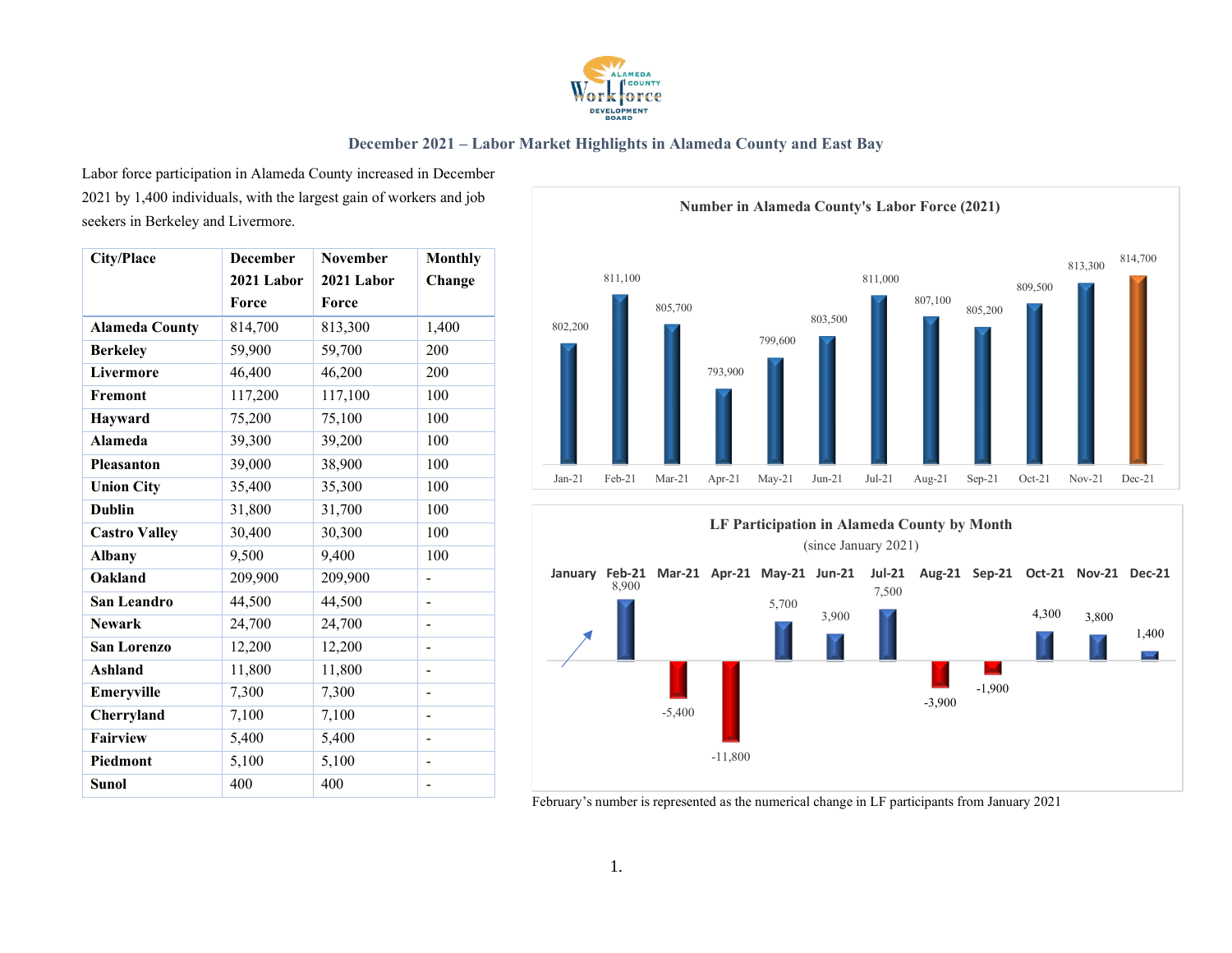## December 2021 – Labor Market Highlights in Alameda County and East Bay

Labor force participation in Alameda County increased in December 2021 by 1,400 individuals, with the largest gain of workers and job seekers in Berkeley and Livermore.

| City/Place | December 2021 Labor Force | November 2021 Labor Force | Monthly Change |
|---|---|---|---|
| **Alameda County** | 814,700 | 813,300 | 1,400 |
| **Berkeley** | 59,900 | 59,700 | 200 |
| **Livermore** | 46,400 | 46,200 | 200 |
| **Fremont** | 117,200 | 117,100 | 100 |
| **Hayward** | 75,200 | 75,100 | 100 |
| **Alameda** | 39,300 | 39,200 | 100 |
| **Pleasanton** | 39,000 | 38,900 | 100 |
| **Union City** | 35,400 | 35,300 | 100 |
| **Dublin** | 31,800 | 31,700 | 100 |
| **Castro Valley** | 30,400 | 30,300 | 100 |
| **Albany** | 9,500 | 9,400 | 100 |
| **Oakland** | 209,900 | 209,900 | - |
| **San Leandro** | 44,500 | 44,500 | - |
| **Newark** | 24,700 | 24,700 | - |
| **San Lorenzo** | 12,200 | 12,200 | - |
| **Ashland** | 11,800 | 11,800 | - |
| **Emeryville** | 7,300 | 7,300 | - |
| **Cherryland** | 7,100 | 7,100 | - |
| **Fairview** | 5,400 | 5,400 | - |
| **Piedmont** | 5,100 | 5,100 | - |
| **Sunol** | 400 | 400 | - |

**Number in Alameda County's Labor Force (2021)**

| Jan-21 | Feb-21 | Mar-21 | Apr-21 | May-21 | Jun-21 | Jul-21 | Aug-21 | Sep-21 | Oct-21 | Nov-21 | Dec-21 |
|---|---|---|---|---|---|---|---|---|---|---|---|
| 802,200 | 811,100 | 805,700 | 793,900 | 799,600 | 803,500 | 811,000 | 807,100 | 805,200 | 809,500 | 813,300 | 814,700 |

**LF Participation in Alameda County by Month**
(since January 2021)

| January | Feb-21 | Mar-21 | Apr-21 | May-21 | Jun-21 | Jul-21 | Aug-21 | Sep-21 | Oct-21 | Nov-21 | Dec-21 |
|---|---|---|---|---|---|---|---|---|---|---|---|
| | 8,900 | -5,400 | -11,800 | 5,700 | 3,900 | 7,500 | -3,900 | -1,900 | 4,300 | 3,800 | 1,400 |

February's number is represented as the numerical change in LF participants from January 2021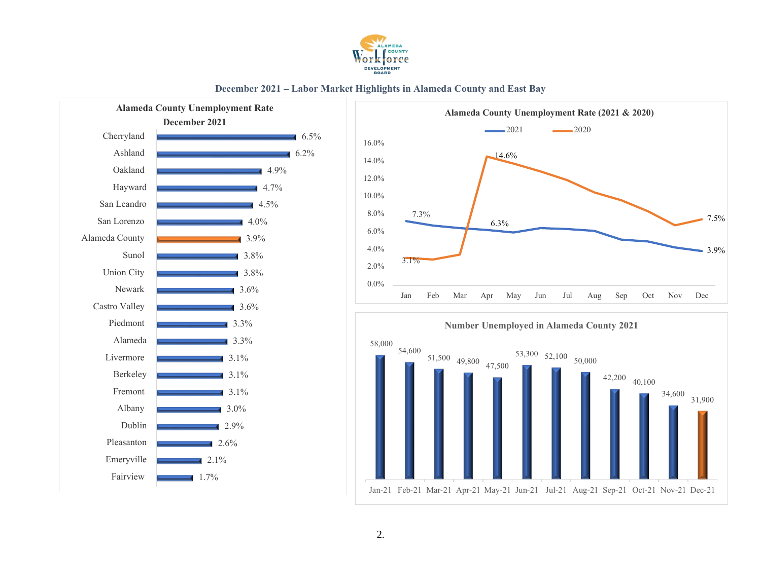## December 2021 – Labor Market Highlights in Alameda County and East Bay

### Alameda County Unemployment Rate December 2021

| Area | Rate |
|---|---|
| Cherryland | 6.5% |
| Ashland | 6.2% |
| Oakland | 4.9% |
| Hayward | 4.7% |
| San Leandro | 4.5% |
| San Lorenzo | 4.0% |
| Alameda County | 3.9% |
| Sunol | 3.8% |
| Union City | 3.8% |
| Newark | 3.6% |
| Castro Valley | 3.6% |
| Piedmont | 3.3% |
| Alameda | 3.3% |
| Livermore | 3.1% |
| Berkeley | 3.1% |
| Fremont | 3.1% |
| Albany | 3.0% |
| Dublin | 2.9% |
| Pleasanton | 2.6% |
| Emeryville | 2.1% |
| Fairview | 1.7% |

### Alameda County Unemployment Rate (2021 & 2020)

| Month | 2021 | 2020 |
|---|---|---|
| Jan | 7.3% | 3.1% |
| May | 6.3% | |
| Apr | | 14.6% |
| Dec | 3.9% | 7.5% |

### Number Unemployed in Alameda County 2021

| Month | Number Unemployed |
|---|---|
| Jan-21 | 58,000 |
| Feb-21 | 54,600 |
| Mar-21 | 51,500 |
| Apr-21 | 49,800 |
| May-21 | 47,500 |
| Jun-21 | 53,300 |
| Jul-21 | 52,100 |
| Aug-21 | 50,000 |
| Sep-21 | 42,200 |
| Oct-21 | 40,100 |
| Nov-21 | 34,600 |
| Dec-21 | 31,900 |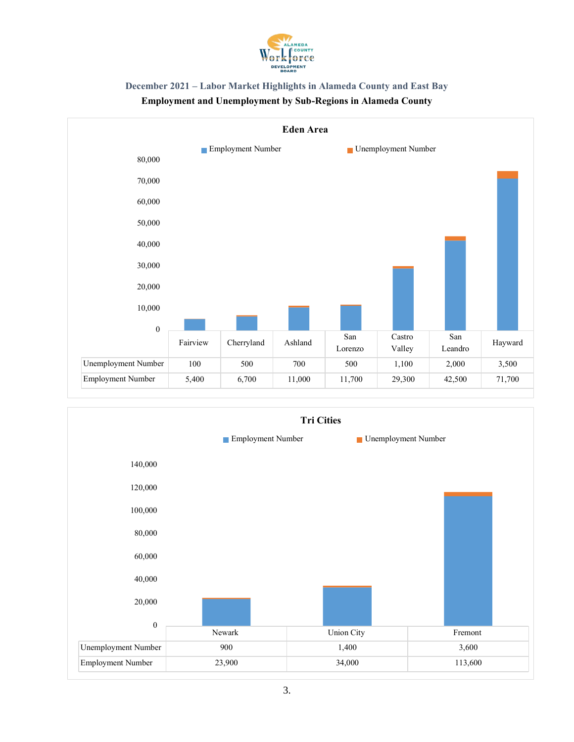## December 2021 – Labor Market Highlights in Alameda County and East Bay

**Employment and Unemployment by Sub-Regions in Alameda County**

### Eden Area

| | Fairview | Cherryland | Ashland | San Lorenzo | Castro Valley | San Leandro | Hayward |
|---|---|---|---|---|---|---|---|
| Unemployment Number | 100 | 500 | 700 | 500 | 1,100 | 2,000 | 3,500 |
| Employment Number | 5,400 | 6,700 | 11,000 | 11,700 | 29,300 | 42,500 | 71,700 |

### Tri Cities

| | Newark | Union City | Fremont |
|---|---|---|---|
| Unemployment Number | 900 | 1,400 | 3,600 |
| Employment Number | 23,900 | 34,000 | 113,600 |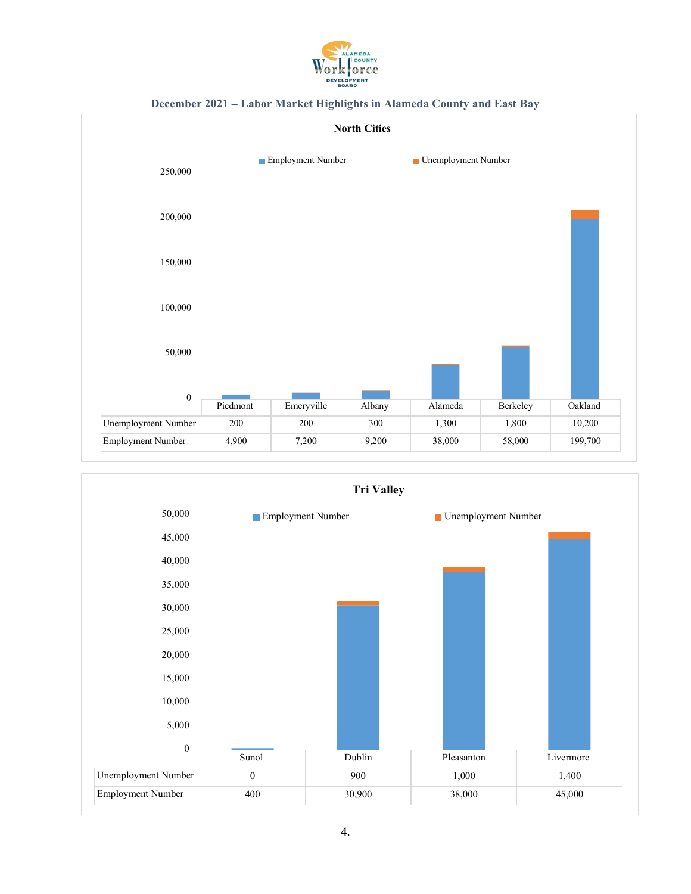## December 2021 – Labor Market Highlights in Alameda County and East Bay

### North Cities

| | Piedmont | Emeryville | Albany | Alameda | Berkeley | Oakland |
|---|---|---|---|---|---|---|
| Unemployment Number | 200 | 200 | 300 | 1,300 | 1,800 | 10,200 |
| Employment Number | 4,900 | 7,200 | 9,200 | 38,000 | 58,000 | 199,700 |

### Tri Valley

| | Sunol | Dublin | Pleasanton | Livermore |
|---|---|---|---|---|
| Unemployment Number | 0 | 900 | 1,000 | 1,400 |
| Employment Number | 400 | 30,900 | 38,000 | 45,000 |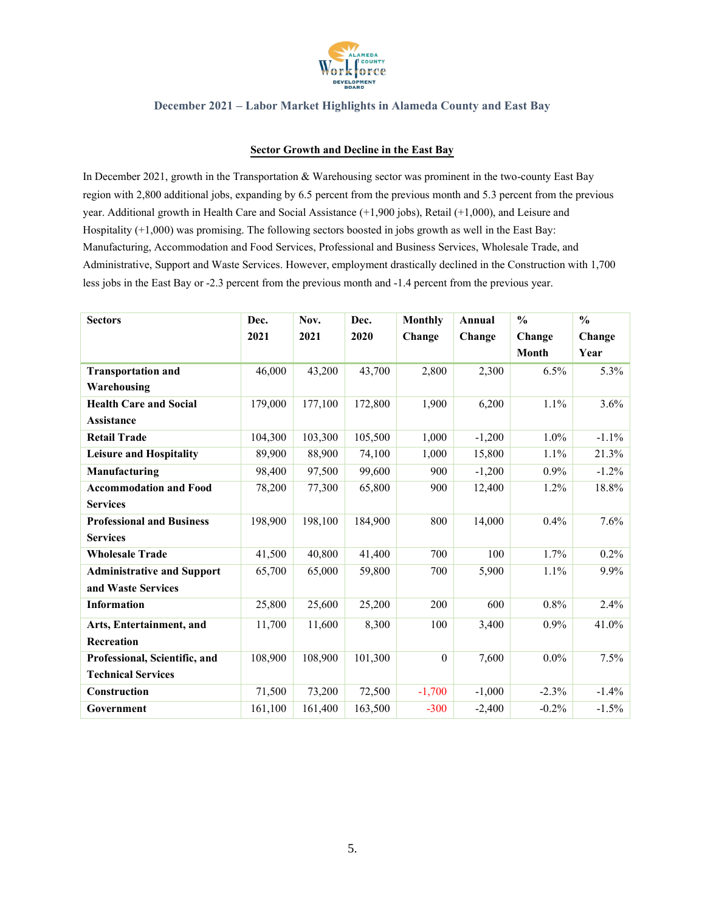December 2021 – Labor Market Highlights in Alameda County and East Bay

## Sector Growth and Decline in the East Bay

In December 2021, growth in the Transportation & Warehousing sector was prominent in the two-county East Bay region with 2,800 additional jobs, expanding by 6.5 percent from the previous month and 5.3 percent from the previous year. Additional growth in Health Care and Social Assistance (+1,900 jobs), Retail (+1,000), and Leisure and Hospitality (+1,000) was promising. The following sectors boosted in jobs growth as well in the East Bay: Manufacturing, Accommodation and Food Services, Professional and Business Services, Wholesale Trade, and Administrative, Support and Waste Services. However, employment drastically declined in the Construction with 1,700 less jobs in the East Bay or -2.3 percent from the previous month and -1.4 percent from the previous year.

| Sectors | Dec. 2021 | Nov. 2021 | Dec. 2020 | Monthly Change | Annual Change | % Change Month | % Change Year |
|---|---|---|---|---|---|---|---|
| **Transportation and Warehousing** | 46,000 | 43,200 | 43,700 | 2,800 | 2,300 | 6.5% | 5.3% |
| **Health Care and Social Assistance** | 179,000 | 177,100 | 172,800 | 1,900 | 6,200 | 1.1% | 3.6% |
| **Retail Trade** | 104,300 | 103,300 | 105,500 | 1,000 | -1,200 | 1.0% | -1.1% |
| **Leisure and Hospitality** | 89,900 | 88,900 | 74,100 | 1,000 | 15,800 | 1.1% | 21.3% |
| **Manufacturing** | 98,400 | 97,500 | 99,600 | 900 | -1,200 | 0.9% | -1.2% |
| **Accommodation and Food Services** | 78,200 | 77,300 | 65,800 | 900 | 12,400 | 1.2% | 18.8% |
| **Professional and Business Services** | 198,900 | 198,100 | 184,900 | 800 | 14,000 | 0.4% | 7.6% |
| **Wholesale Trade** | 41,500 | 40,800 | 41,400 | 700 | 100 | 1.7% | 0.2% |
| **Administrative and Support and Waste Services** | 65,700 | 65,000 | 59,800 | 700 | 5,900 | 1.1% | 9.9% |
| **Information** | 25,800 | 25,600 | 25,200 | 200 | 600 | 0.8% | 2.4% |
| **Arts, Entertainment, and Recreation** | 11,700 | 11,600 | 8,300 | 100 | 3,400 | 0.9% | 41.0% |
| **Professional, Scientific, and Technical Services** | 108,900 | 108,900 | 101,300 | 0 | 7,600 | 0.0% | 7.5% |
| **Construction** | 71,500 | 73,200 | 72,500 | -1,700 | -1,000 | -2.3% | -1.4% |
| **Government** | 161,100 | 161,400 | 163,500 | -300 | -2,400 | -0.2% | -1.5% |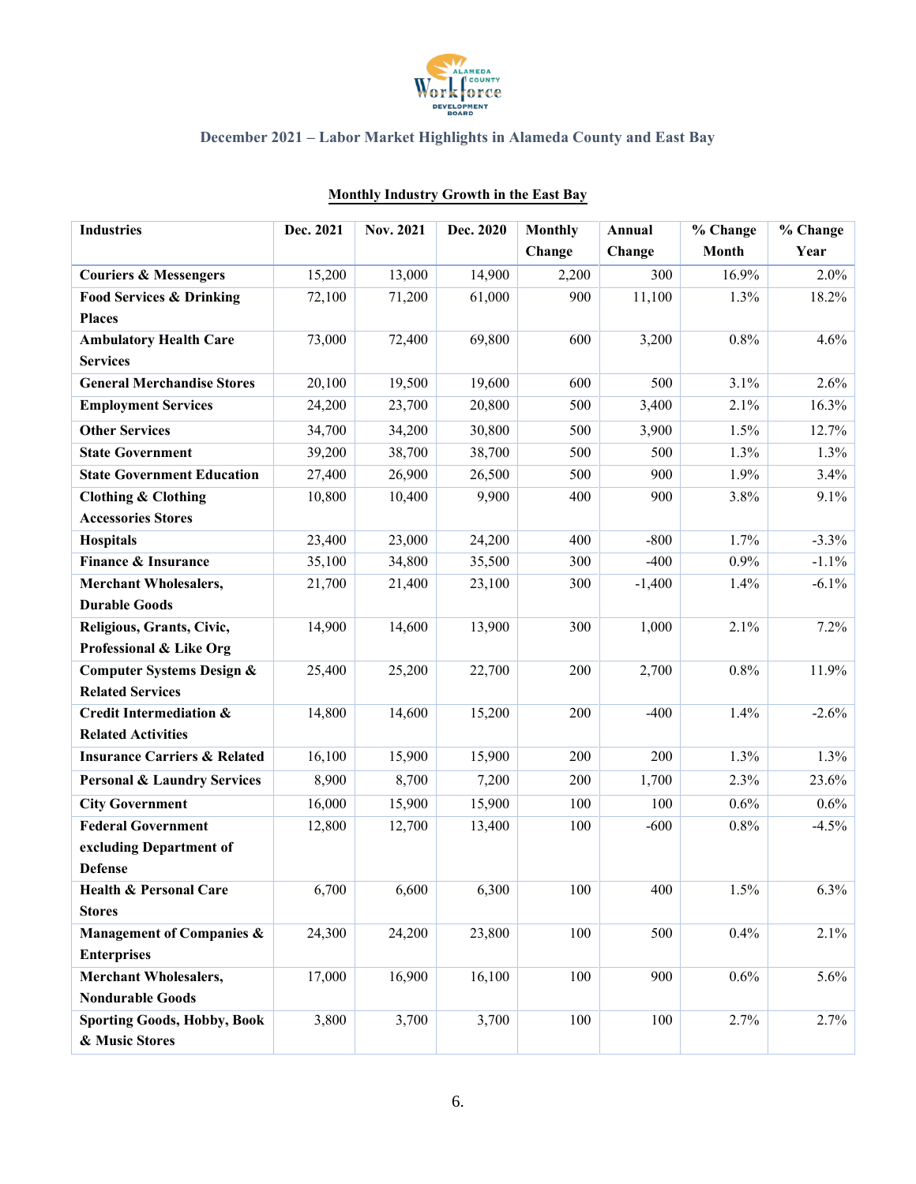## December 2021 – Labor Market Highlights in Alameda County and East Bay

### Monthly Industry Growth in the East Bay

| Industries | Dec. 2021 | Nov. 2021 | Dec. 2020 | Monthly Change | Annual Change | % Change Month | % Change Year |
|---|---|---|---|---|---|---|---|
| Couriers & Messengers | 15,200 | 13,000 | 14,900 | 2,200 | 300 | 16.9% | 2.0% |
| Food Services & Drinking Places | 72,100 | 71,200 | 61,000 | 900 | 11,100 | 1.3% | 18.2% |
| Ambulatory Health Care Services | 73,000 | 72,400 | 69,800 | 600 | 3,200 | 0.8% | 4.6% |
| General Merchandise Stores | 20,100 | 19,500 | 19,600 | 600 | 500 | 3.1% | 2.6% |
| Employment Services | 24,200 | 23,700 | 20,800 | 500 | 3,400 | 2.1% | 16.3% |
| Other Services | 34,700 | 34,200 | 30,800 | 500 | 3,900 | 1.5% | 12.7% |
| State Government | 39,200 | 38,700 | 38,700 | 500 | 500 | 1.3% | 1.3% |
| State Government Education | 27,400 | 26,900 | 26,500 | 500 | 900 | 1.9% | 3.4% |
| Clothing & Clothing Accessories Stores | 10,800 | 10,400 | 9,900 | 400 | 900 | 3.8% | 9.1% |
| Hospitals | 23,400 | 23,000 | 24,200 | 400 | -800 | 1.7% | -3.3% |
| Finance & Insurance | 35,100 | 34,800 | 35,500 | 300 | -400 | 0.9% | -1.1% |
| Merchant Wholesalers, Durable Goods | 21,700 | 21,400 | 23,100 | 300 | -1,400 | 1.4% | -6.1% |
| Religious, Grants, Civic, Professional & Like Org | 14,900 | 14,600 | 13,900 | 300 | 1,000 | 2.1% | 7.2% |
| Computer Systems Design & Related Services | 25,400 | 25,200 | 22,700 | 200 | 2,700 | 0.8% | 11.9% |
| Credit Intermediation & Related Activities | 14,800 | 14,600 | 15,200 | 200 | -400 | 1.4% | -2.6% |
| Insurance Carriers & Related | 16,100 | 15,900 | 15,900 | 200 | 200 | 1.3% | 1.3% |
| Personal & Laundry Services | 8,900 | 8,700 | 7,200 | 200 | 1,700 | 2.3% | 23.6% |
| City Government | 16,000 | 15,900 | 15,900 | 100 | 100 | 0.6% | 0.6% |
| Federal Government excluding Department of Defense | 12,800 | 12,700 | 13,400 | 100 | -600 | 0.8% | -4.5% |
| Health & Personal Care Stores | 6,700 | 6,600 | 6,300 | 100 | 400 | 1.5% | 6.3% |
| Management of Companies & Enterprises | 24,300 | 24,200 | 23,800 | 100 | 500 | 0.4% | 2.1% |
| Merchant Wholesalers, Nondurable Goods | 17,000 | 16,900 | 16,100 | 100 | 900 | 0.6% | 5.6% |
| Sporting Goods, Hobby, Book & Music Stores | 3,800 | 3,700 | 3,700 | 100 | 100 | 2.7% | 2.7% |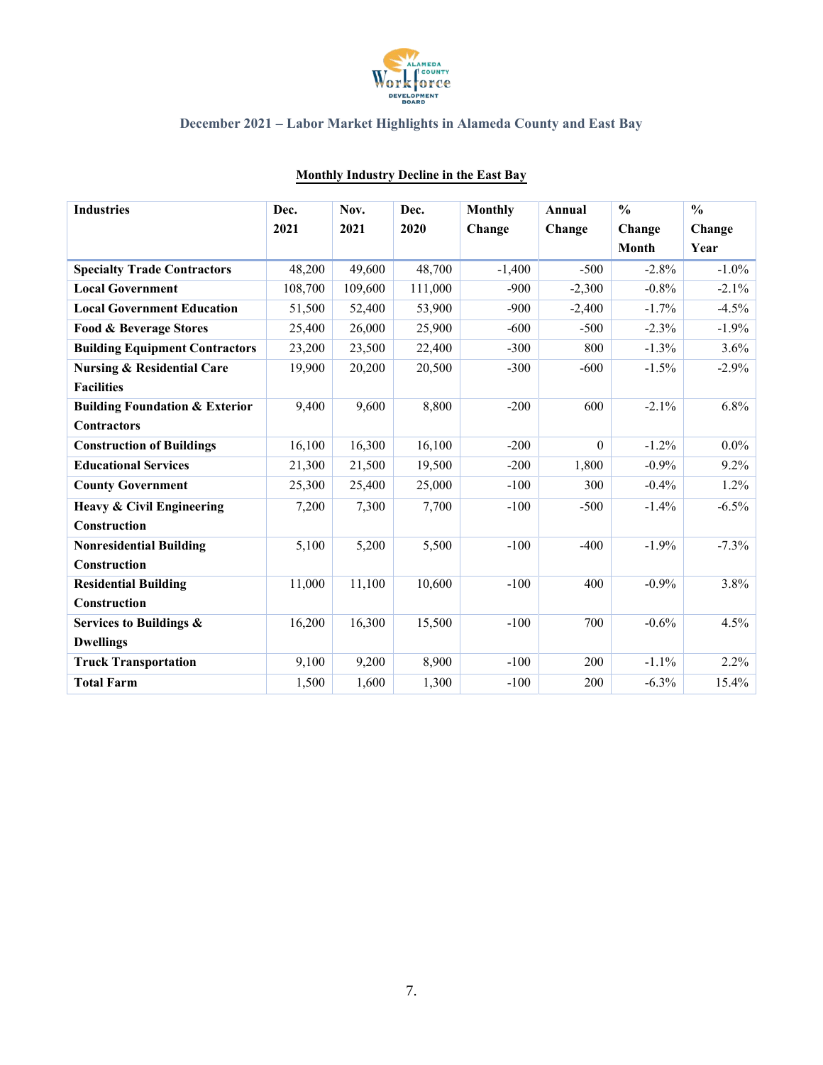## December 2021 – Labor Market Highlights in Alameda County and East Bay

### Monthly Industry Decline in the East Bay

| Industries | Dec. 2021 | Nov. 2021 | Dec. 2020 | Monthly Change | Annual Change | % Change Month | % Change Year |
|---|---|---|---|---|---|---|---|
| **Specialty Trade Contractors** | 48,200 | 49,600 | 48,700 | -1,400 | -500 | -2.8% | -1.0% |
| **Local Government** | 108,700 | 109,600 | 111,000 | -900 | -2,300 | -0.8% | -2.1% |
| **Local Government Education** | 51,500 | 52,400 | 53,900 | -900 | -2,400 | -1.7% | -4.5% |
| **Food & Beverage Stores** | 25,400 | 26,000 | 25,900 | -600 | -500 | -2.3% | -1.9% |
| **Building Equipment Contractors** | 23,200 | 23,500 | 22,400 | -300 | 800 | -1.3% | 3.6% |
| **Nursing & Residential Care Facilities** | 19,900 | 20,200 | 20,500 | -300 | -600 | -1.5% | -2.9% |
| **Building Foundation & Exterior Contractors** | 9,400 | 9,600 | 8,800 | -200 | 600 | -2.1% | 6.8% |
| **Construction of Buildings** | 16,100 | 16,300 | 16,100 | -200 | 0 | -1.2% | 0.0% |
| **Educational Services** | 21,300 | 21,500 | 19,500 | -200 | 1,800 | -0.9% | 9.2% |
| **County Government** | 25,300 | 25,400 | 25,000 | -100 | 300 | -0.4% | 1.2% |
| **Heavy & Civil Engineering Construction** | 7,200 | 7,300 | 7,700 | -100 | -500 | -1.4% | -6.5% |
| **Nonresidential Building Construction** | 5,100 | 5,200 | 5,500 | -100 | -400 | -1.9% | -7.3% |
| **Residential Building Construction** | 11,000 | 11,100 | 10,600 | -100 | 400 | -0.9% | 3.8% |
| **Services to Buildings & Dwellings** | 16,200 | 16,300 | 15,500 | -100 | 700 | -0.6% | 4.5% |
| **Truck Transportation** | 9,100 | 9,200 | 8,900 | -100 | 200 | -1.1% | 2.2% |
| **Total Farm** | 1,500 | 1,600 | 1,300 | -100 | 200 | -6.3% | 15.4% |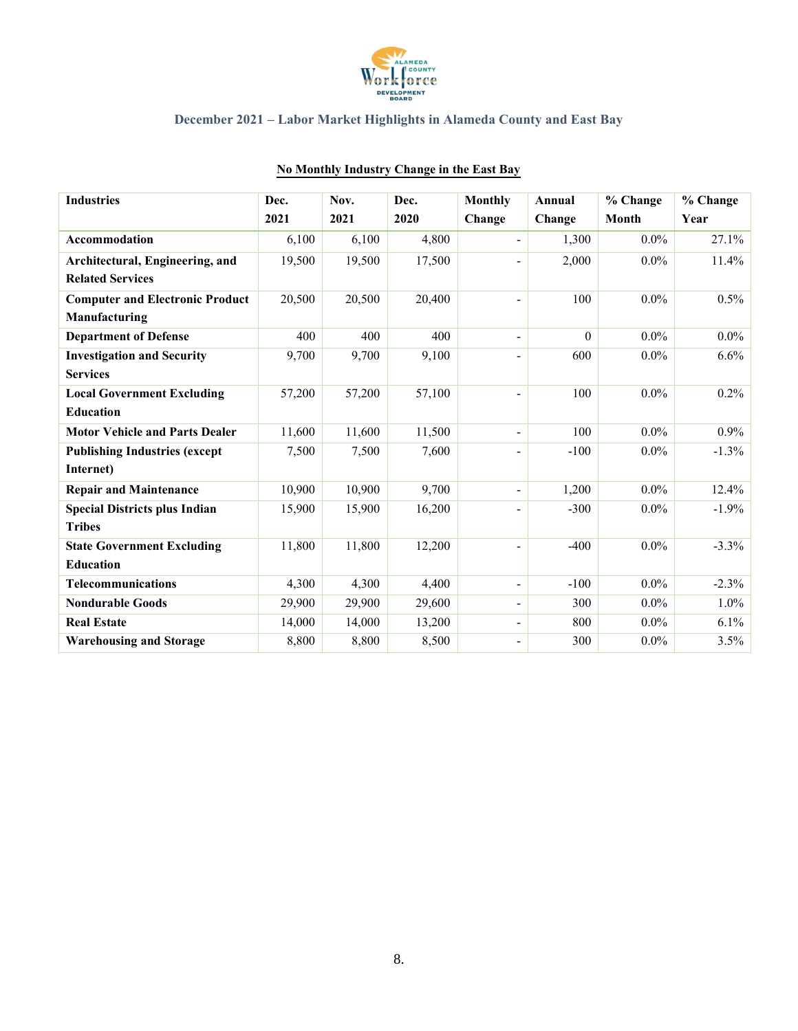## December 2021 – Labor Market Highlights in Alameda County and East Bay

### No Monthly Industry Change in the East Bay

| Industries | Dec. 2021 | Nov. 2021 | Dec. 2020 | Monthly Change | Annual Change | % Change Month | % Change Year |
|---|---|---|---|---|---|---|---|
| **Accommodation** | 6,100 | 6,100 | 4,800 | - | 1,300 | 0.0% | 27.1% |
| **Architectural, Engineering, and Related Services** | 19,500 | 19,500 | 17,500 | - | 2,000 | 0.0% | 11.4% |
| **Computer and Electronic Product Manufacturing** | 20,500 | 20,500 | 20,400 | - | 100 | 0.0% | 0.5% |
| **Department of Defense** | 400 | 400 | 400 | - | 0 | 0.0% | 0.0% |
| **Investigation and Security Services** | 9,700 | 9,700 | 9,100 | - | 600 | 0.0% | 6.6% |
| **Local Government Excluding Education** | 57,200 | 57,200 | 57,100 | - | 100 | 0.0% | 0.2% |
| **Motor Vehicle and Parts Dealer** | 11,600 | 11,600 | 11,500 | - | 100 | 0.0% | 0.9% |
| **Publishing Industries (except Internet)** | 7,500 | 7,500 | 7,600 | - | -100 | 0.0% | -1.3% |
| **Repair and Maintenance** | 10,900 | 10,900 | 9,700 | - | 1,200 | 0.0% | 12.4% |
| **Special Districts plus Indian Tribes** | 15,900 | 15,900 | 16,200 | - | -300 | 0.0% | -1.9% |
| **State Government Excluding Education** | 11,800 | 11,800 | 12,200 | - | -400 | 0.0% | -3.3% |
| **Telecommunications** | 4,300 | 4,300 | 4,400 | - | -100 | 0.0% | -2.3% |
| **Nondurable Goods** | 29,900 | 29,900 | 29,600 | - | 300 | 0.0% | 1.0% |
| **Real Estate** | 14,000 | 14,000 | 13,200 | - | 800 | 0.0% | 6.1% |
| **Warehousing and Storage** | 8,800 | 8,800 | 8,500 | - | 300 | 0.0% | 3.5% |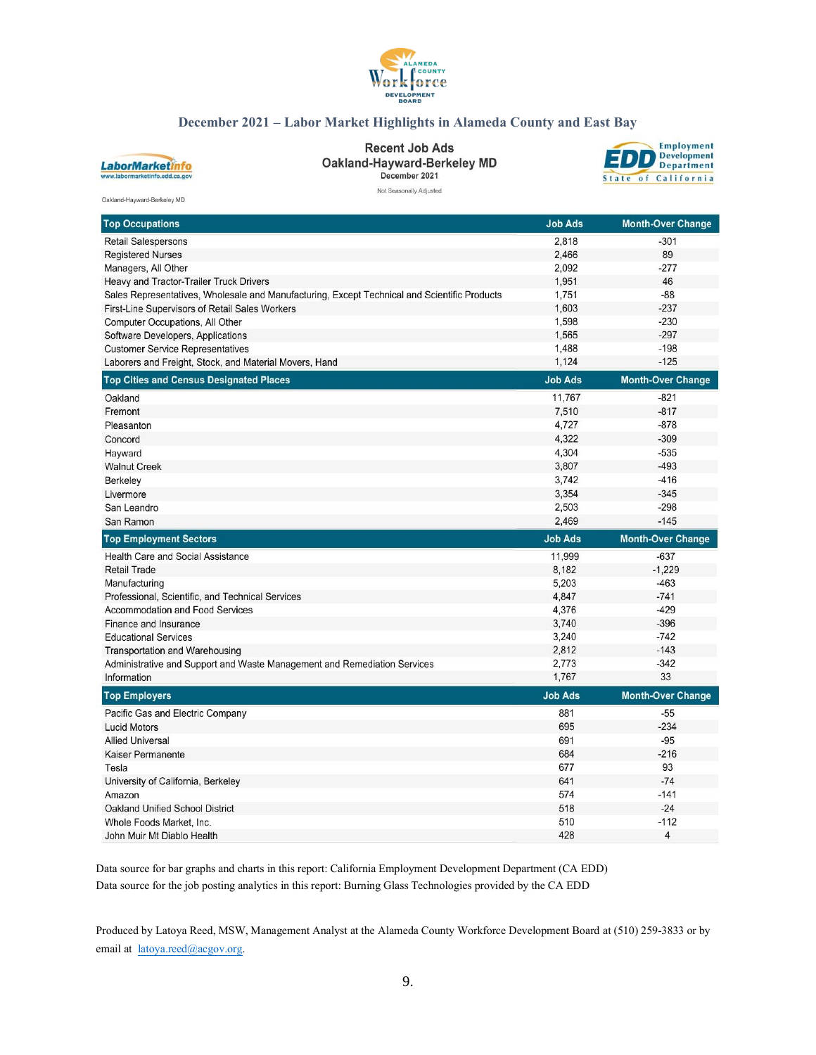## December 2021 – Labor Market Highlights in Alameda County and East Bay

LaborMarketinfo
www.labormarketinfo.edd.ca.gov

### Recent Job Ads
### Oakland-Hayward-Berkeley MD
December 2021

Not Seasonally Adjusted

Employment Development Department
State of California

Oakland-Hayward-Berkeley MD

| Top Occupations | Job Ads | Month-Over Change |
|---|---|---|
| Retail Salespersons | 2,818 | -301 |
| Registered Nurses | 2,466 | 89 |
| Managers, All Other | 2,092 | -277 |
| Heavy and Tractor-Trailer Truck Drivers | 1,951 | 46 |
| Sales Representatives, Wholesale and Manufacturing, Except Technical and Scientific Products | 1,751 | -88 |
| First-Line Supervisors of Retail Sales Workers | 1,603 | -237 |
| Computer Occupations, All Other | 1,598 | -230 |
| Software Developers, Applications | 1,565 | -297 |
| Customer Service Representatives | 1,488 | -198 |
| Laborers and Freight, Stock, and Material Movers, Hand | 1,124 | -125 |

| Top Cities and Census Designated Places | Job Ads | Month-Over Change |
|---|---|---|
| Oakland | 11,767 | -821 |
| Fremont | 7,510 | -817 |
| Pleasanton | 4,727 | -878 |
| Concord | 4,322 | -309 |
| Hayward | 4,304 | -535 |
| Walnut Creek | 3,807 | -493 |
| Berkeley | 3,742 | -416 |
| Livermore | 3,354 | -345 |
| San Leandro | 2,503 | -298 |
| San Ramon | 2,469 | -145 |

| Top Employment Sectors | Job Ads | Month-Over Change |
|---|---|---|
| Health Care and Social Assistance | 11,999 | -637 |
| Retail Trade | 8,182 | -1,229 |
| Manufacturing | 5,203 | -463 |
| Professional, Scientific, and Technical Services | 4,847 | -741 |
| Accommodation and Food Services | 4,376 | -429 |
| Finance and Insurance | 3,740 | -396 |
| Educational Services | 3,240 | -742 |
| Transportation and Warehousing | 2,812 | -143 |
| Administrative and Support and Waste Management and Remediation Services | 2,773 | -342 |
| Information | 1,767 | 33 |

| Top Employers | Job Ads | Month-Over Change |
|---|---|---|
| Pacific Gas and Electric Company | 881 | -55 |
| Lucid Motors | 695 | -234 |
| Allied Universal | 691 | -95 |
| Kaiser Permanente | 684 | -216 |
| Tesla | 677 | 93 |
| University of California, Berkeley | 641 | -74 |
| Amazon | 574 | -141 |
| Oakland Unified School District | 518 | -24 |
| Whole Foods Market, Inc. | 510 | -112 |
| John Muir Mt Diablo Health | 428 | 4 |

Data source for bar graphs and charts in this report: California Employment Development Department (CA EDD)
Data source for the job posting analytics in this report: Burning Glass Technologies provided by the CA EDD

Produced by Latoya Reed, MSW, Management Analyst at the Alameda County Workforce Development Board at (510) 259-3833 or by email at latoya.reed@acgov.org.